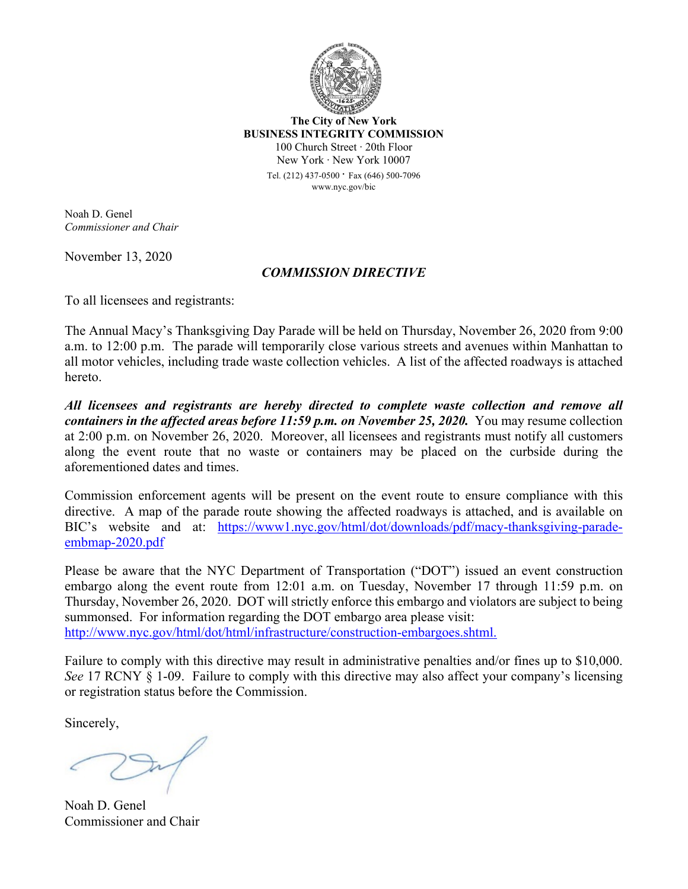**The City of New York**
**BUSINESS INTEGRITY COMMISSION**
100 Church Street · 20th Floor
New York · New York 10007
Tel. (212) 437-0500 · Fax (646) 500-7096
www.nyc.gov/bic

Noah D. Genel
*Commissioner and Chair*

November 13, 2020

## ***COMMISSION DIRECTIVE***

To all licensees and registrants:

The Annual Macy's Thanksgiving Day Parade will be held on Thursday, November 26, 2020 from 9:00 a.m. to 12:00 p.m. The parade will temporarily close various streets and avenues within Manhattan to all motor vehicles, including trade waste collection vehicles. A list of the affected roadways is attached hereto.

***All licensees and registrants are hereby directed to complete waste collection and remove all containers in the affected areas before 11:59 p.m. on November 25, 2020.*** You may resume collection at 2:00 p.m. on November 26, 2020. Moreover, all licensees and registrants must notify all customers along the event route that no waste or containers may be placed on the curbside during the aforementioned dates and times.

Commission enforcement agents will be present on the event route to ensure compliance with this directive. A map of the parade route showing the affected roadways is attached, and is available on BIC's website and at: https://www1.nyc.gov/html/dot/downloads/pdf/macy-thanksgiving-parade-embmap-2020.pdf

Please be aware that the NYC Department of Transportation ("DOT") issued an event construction embargo along the event route from 12:01 a.m. on Tuesday, November 17 through 11:59 p.m. on Thursday, November 26, 2020. DOT will strictly enforce this embargo and violators are subject to being summonsed. For information regarding the DOT embargo area please visit:
http://www.nyc.gov/html/dot/html/infrastructure/construction-embargoes.shtml.

Failure to comply with this directive may result in administrative penalties and/or fines up to $10,000. *See* 17 RCNY § 1-09. Failure to comply with this directive may also affect your company's licensing or registration status before the Commission.

Sincerely,

Noah D. Genel
Commissioner and Chair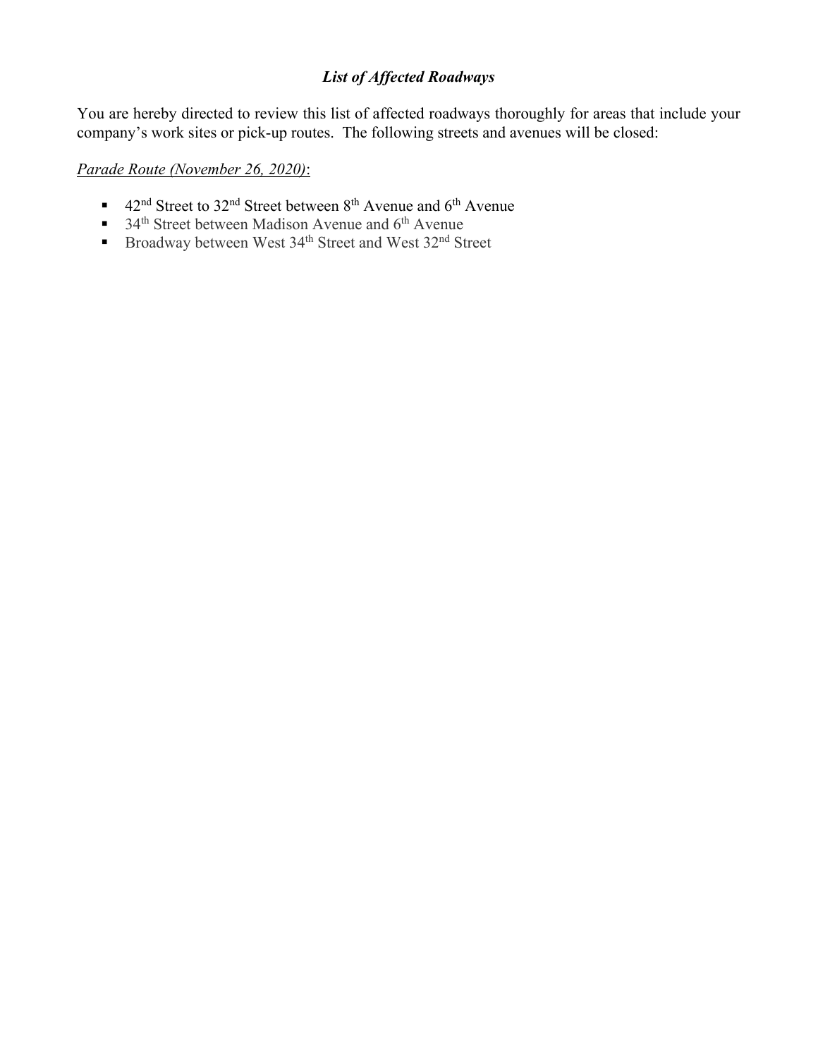## ***List of Affected Roadways***

You are hereby directed to review this list of affected roadways thoroughly for areas that include your company's work sites or pick-up routes. The following streets and avenues will be closed:

*Parade Route (November 26, 2020)*:

- 42nd Street to 32nd Street between 8th Avenue and 6th Avenue
- 34th Street between Madison Avenue and 6th Avenue
- Broadway between West 34th Street and West 32nd Street